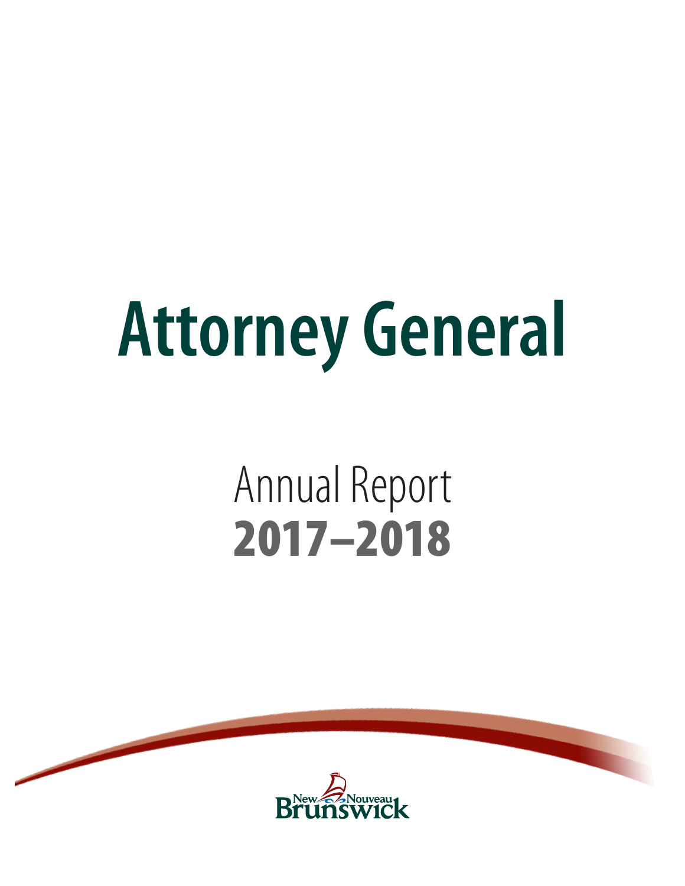# Attorney General

## Annual Report
## 2017–2018

New Nouveau Brunswick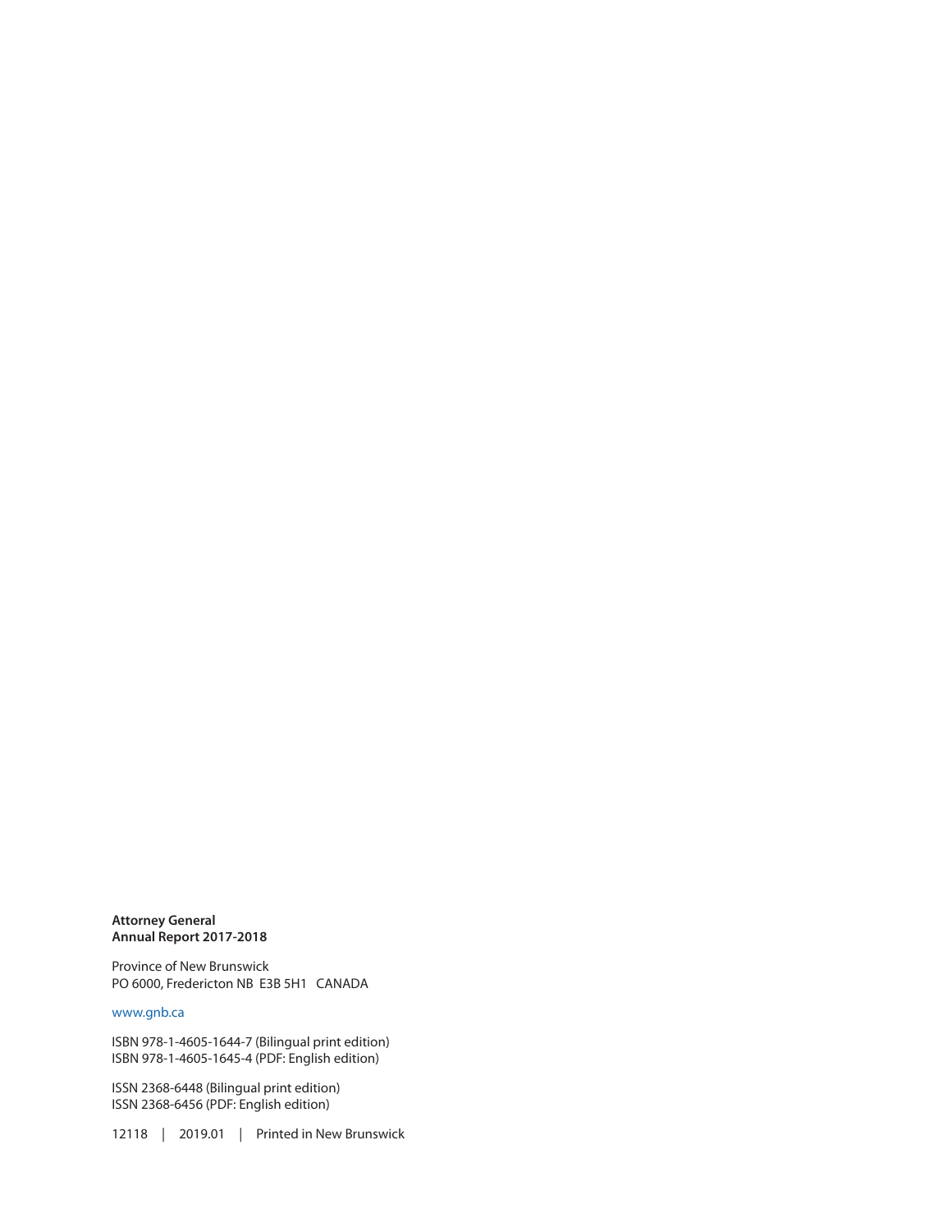**Attorney General**
**Annual Report 2017-2018**

Province of New Brunswick
PO 6000, Fredericton NB E3B 5H1 CANADA

www.gnb.ca

ISBN 978-1-4605-1644-7 (Bilingual print edition)
ISBN 978-1-4605-1645-4 (PDF: English edition)

ISSN 2368-6448 (Bilingual print edition)
ISSN 2368-6456 (PDF: English edition)

12118 | 2019.01 | Printed in New Brunswick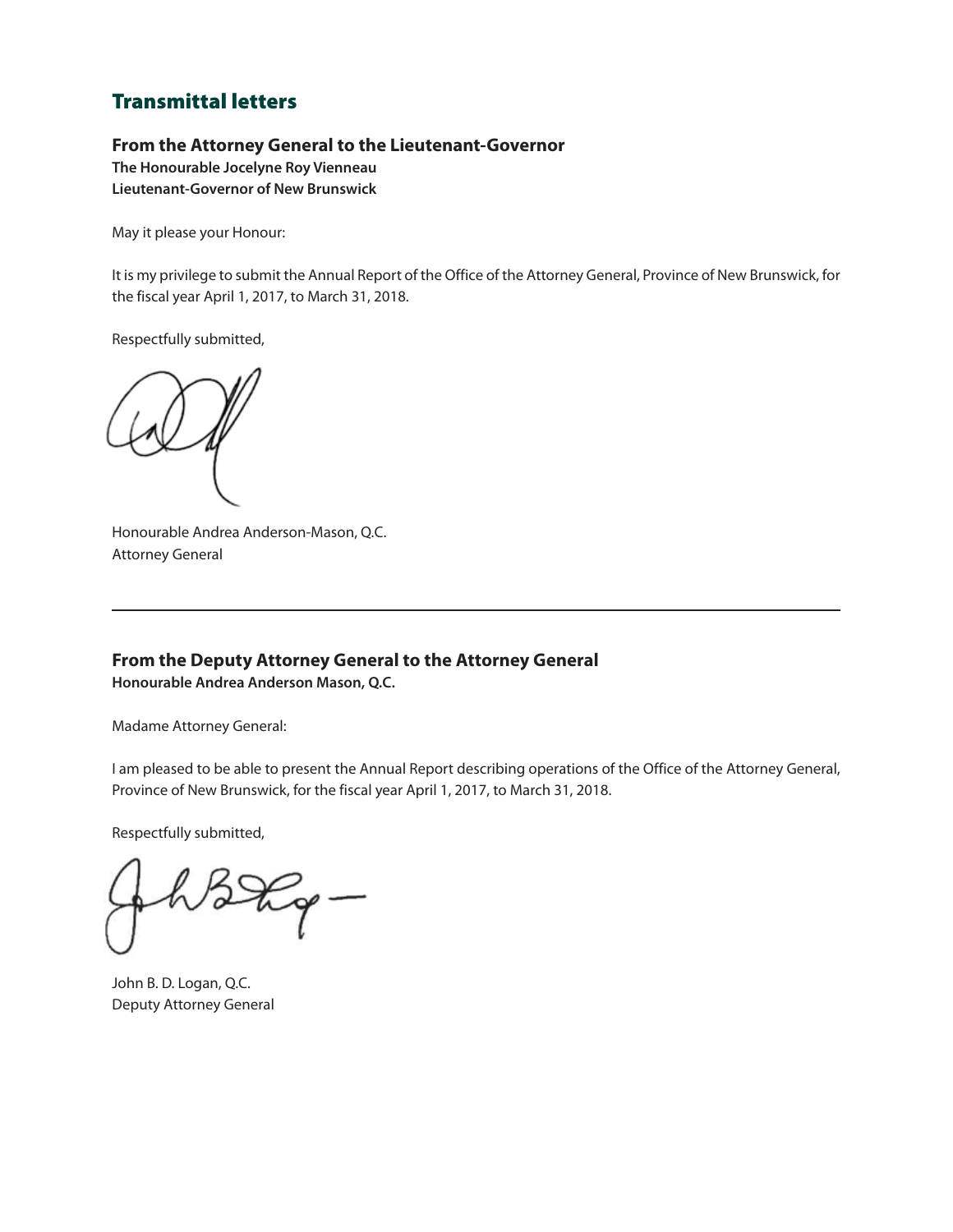## Transmittal letters

### From the Attorney General to the Lieutenant-Governor

**The Honourable Jocelyne Roy Vienneau**
**Lieutenant-Governor of New Brunswick**

May it please your Honour:

It is my privilege to submit the Annual Report of the Office of the Attorney General, Province of New Brunswick, for the fiscal year April 1, 2017, to March 31, 2018.

Respectfully submitted,

Honourable Andrea Anderson-Mason, Q.C.
Attorney General

---

### From the Deputy Attorney General to the Attorney General

**Honourable Andrea Anderson Mason, Q.C.**

Madame Attorney General:

I am pleased to be able to present the Annual Report describing operations of the Office of the Attorney General, Province of New Brunswick, for the fiscal year April 1, 2017, to March 31, 2018.

Respectfully submitted,

John B. D. Logan, Q.C.
Deputy Attorney General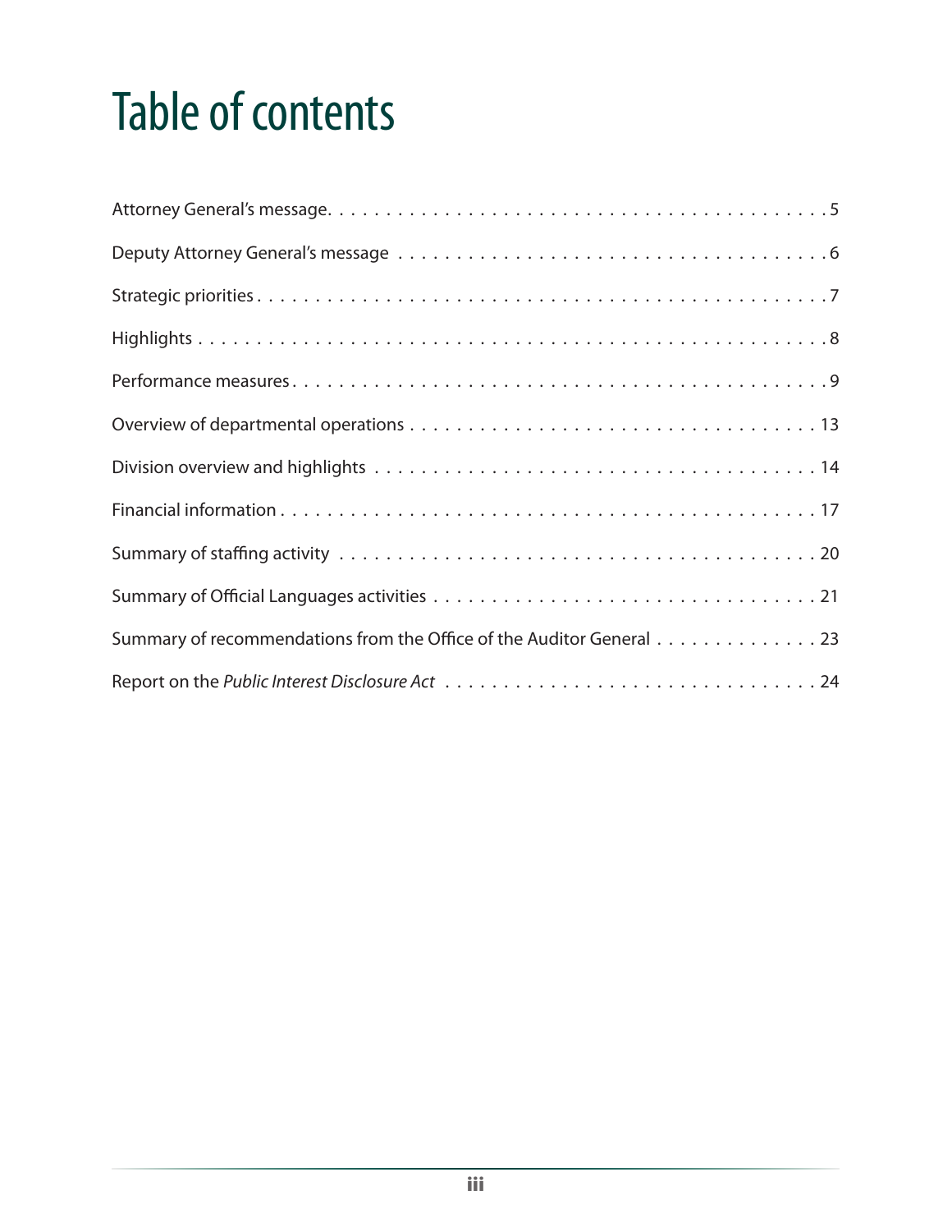# Table of contents

Attorney General's message . . . . . . . . . . 5

Deputy Attorney General's message . . . . . . . . . . 6

Strategic priorities . . . . . . . . . . 7

Highlights . . . . . . . . . . 8

Performance measures . . . . . . . . . . 9

Overview of departmental operations . . . . . . . . . . 13

Division overview and highlights . . . . . . . . . . 14

Financial information . . . . . . . . . . 17

Summary of staffing activity . . . . . . . . . . 20

Summary of Official Languages activities . . . . . . . . . . 21

Summary of recommendations from the Office of the Auditor General . . . . . . . . . . 23

Report on the *Public Interest Disclosure Act* . . . . . . . . . . 24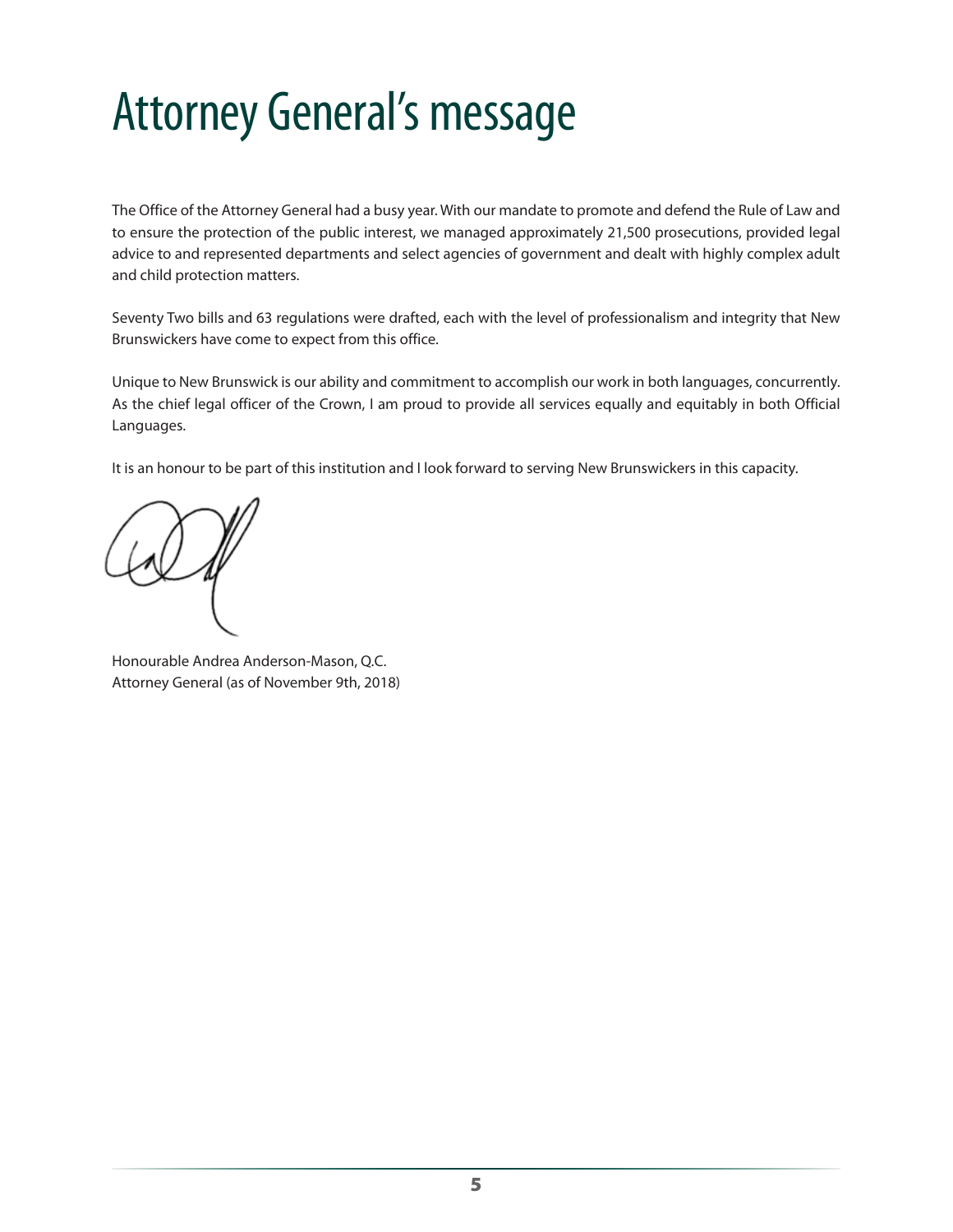# Attorney General's message

The Office of the Attorney General had a busy year. With our mandate to promote and defend the Rule of Law and to ensure the protection of the public interest, we managed approximately 21,500 prosecutions, provided legal advice to and represented departments and select agencies of government and dealt with highly complex adult and child protection matters.

Seventy Two bills and 63 regulations were drafted, each with the level of professionalism and integrity that New Brunswickers have come to expect from this office.

Unique to New Brunswick is our ability and commitment to accomplish our work in both languages, concurrently. As the chief legal officer of the Crown, I am proud to provide all services equally and equitably in both Official Languages.

It is an honour to be part of this institution and I look forward to serving New Brunswickers in this capacity.

Honourable Andrea Anderson-Mason, Q.C.
Attorney General (as of November 9th, 2018)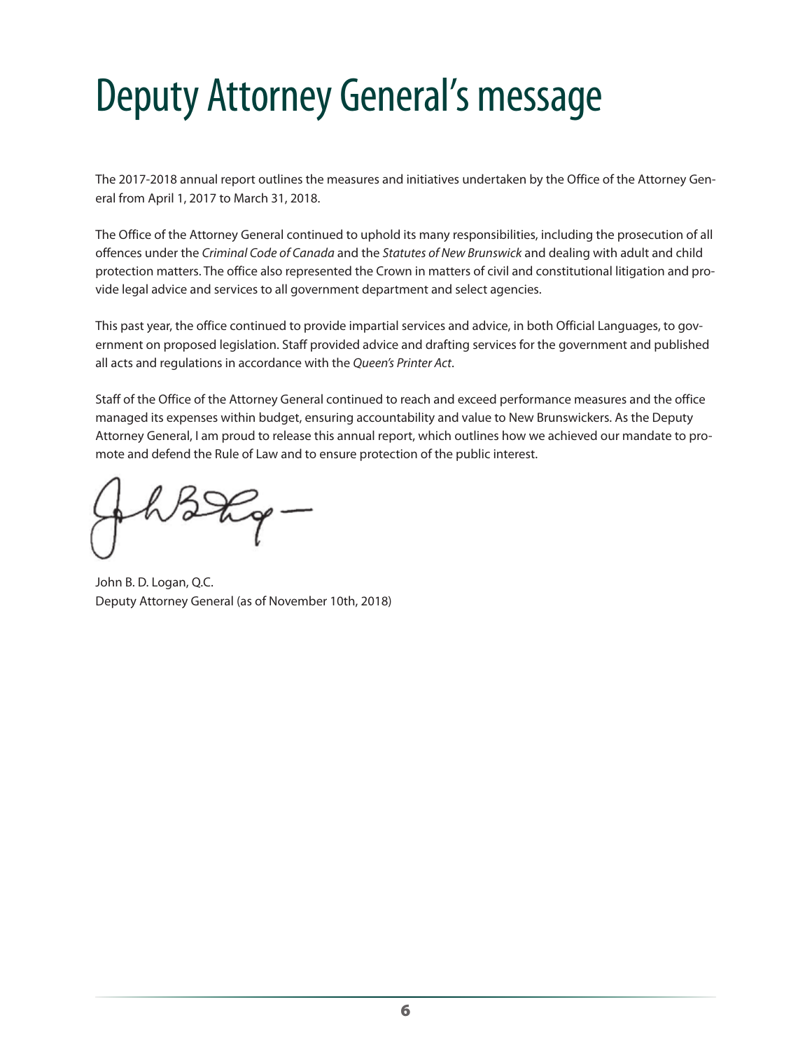# Deputy Attorney General's message

The 2017-2018 annual report outlines the measures and initiatives undertaken by the Office of the Attorney General from April 1, 2017 to March 31, 2018.

The Office of the Attorney General continued to uphold its many responsibilities, including the prosecution of all offences under the *Criminal Code of Canada* and the *Statutes of New Brunswick* and dealing with adult and child protection matters. The office also represented the Crown in matters of civil and constitutional litigation and provide legal advice and services to all government department and select agencies.

This past year, the office continued to provide impartial services and advice, in both Official Languages, to government on proposed legislation. Staff provided advice and drafting services for the government and published all acts and regulations in accordance with the *Queen's Printer Act*.

Staff of the Office of the Attorney General continued to reach and exceed performance measures and the office managed its expenses within budget, ensuring accountability and value to New Brunswickers. As the Deputy Attorney General, I am proud to release this annual report, which outlines how we achieved our mandate to promote and defend the Rule of Law and to ensure protection of the public interest.

John B. D. Logan, Q.C.
Deputy Attorney General (as of November 10th, 2018)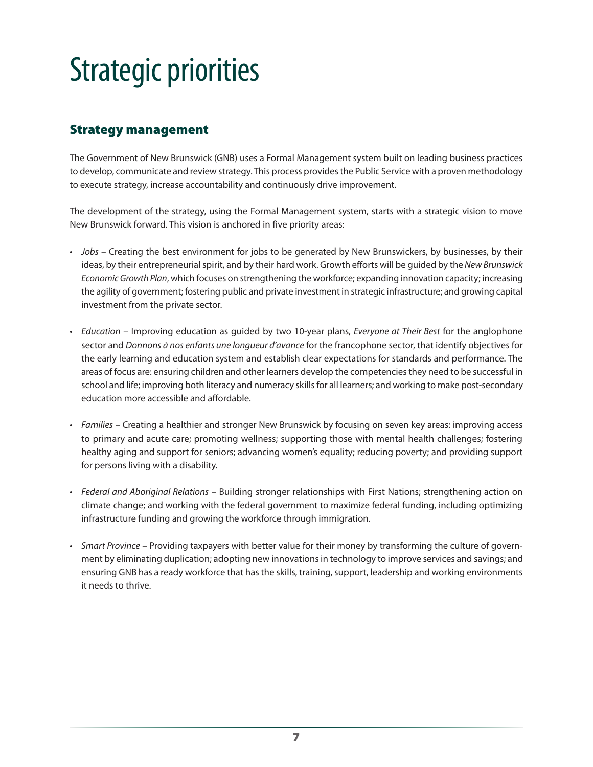# Strategic priorities

## Strategy management

The Government of New Brunswick (GNB) uses a Formal Management system built on leading business practices to develop, communicate and review strategy. This process provides the Public Service with a proven methodology to execute strategy, increase accountability and continuously drive improvement.

The development of the strategy, using the Formal Management system, starts with a strategic vision to move New Brunswick forward. This vision is anchored in five priority areas:

- *Jobs* – Creating the best environment for jobs to be generated by New Brunswickers, by businesses, by their ideas, by their entrepreneurial spirit, and by their hard work. Growth efforts will be guided by the *New Brunswick Economic Growth Plan*, which focuses on strengthening the workforce; expanding innovation capacity; increasing the agility of government; fostering public and private investment in strategic infrastructure; and growing capital investment from the private sector.
- *Education* – Improving education as guided by two 10-year plans, *Everyone at Their Best* for the anglophone sector and *Donnons à nos enfants une longueur d'avance* for the francophone sector, that identify objectives for the early learning and education system and establish clear expectations for standards and performance. The areas of focus are: ensuring children and other learners develop the competencies they need to be successful in school and life; improving both literacy and numeracy skills for all learners; and working to make post-secondary education more accessible and affordable.
- *Families* – Creating a healthier and stronger New Brunswick by focusing on seven key areas: improving access to primary and acute care; promoting wellness; supporting those with mental health challenges; fostering healthy aging and support for seniors; advancing women's equality; reducing poverty; and providing support for persons living with a disability.
- *Federal and Aboriginal Relations* – Building stronger relationships with First Nations; strengthening action on climate change; and working with the federal government to maximize federal funding, including optimizing infrastructure funding and growing the workforce through immigration.
- *Smart Province* – Providing taxpayers with better value for their money by transforming the culture of government by eliminating duplication; adopting new innovations in technology to improve services and savings; and ensuring GNB has a ready workforce that has the skills, training, support, leadership and working environments it needs to thrive.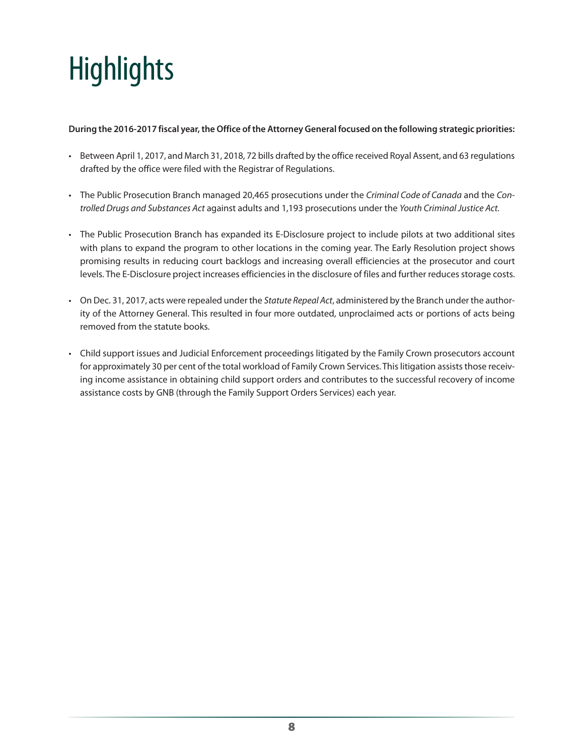# Highlights

**During the 2016-2017 fiscal year, the Office of the Attorney General focused on the following strategic priorities:**

- Between April 1, 2017, and March 31, 2018, 72 bills drafted by the office received Royal Assent, and 63 regulations drafted by the office were filed with the Registrar of Regulations.
- The Public Prosecution Branch managed 20,465 prosecutions under the *Criminal Code of Canada* and the *Controlled Drugs and Substances Act* against adults and 1,193 prosecutions under the *Youth Criminal Justice Act*.
- The Public Prosecution Branch has expanded its E-Disclosure project to include pilots at two additional sites with plans to expand the program to other locations in the coming year. The Early Resolution project shows promising results in reducing court backlogs and increasing overall efficiencies at the prosecutor and court levels. The E-Disclosure project increases efficiencies in the disclosure of files and further reduces storage costs.
- On Dec. 31, 2017, acts were repealed under the *Statute Repeal Act*, administered by the Branch under the authority of the Attorney General. This resulted in four more outdated, unproclaimed acts or portions of acts being removed from the statute books.
- Child support issues and Judicial Enforcement proceedings litigated by the Family Crown prosecutors account for approximately 30 per cent of the total workload of Family Crown Services. This litigation assists those receiving income assistance in obtaining child support orders and contributes to the successful recovery of income assistance costs by GNB (through the Family Support Orders Services) each year.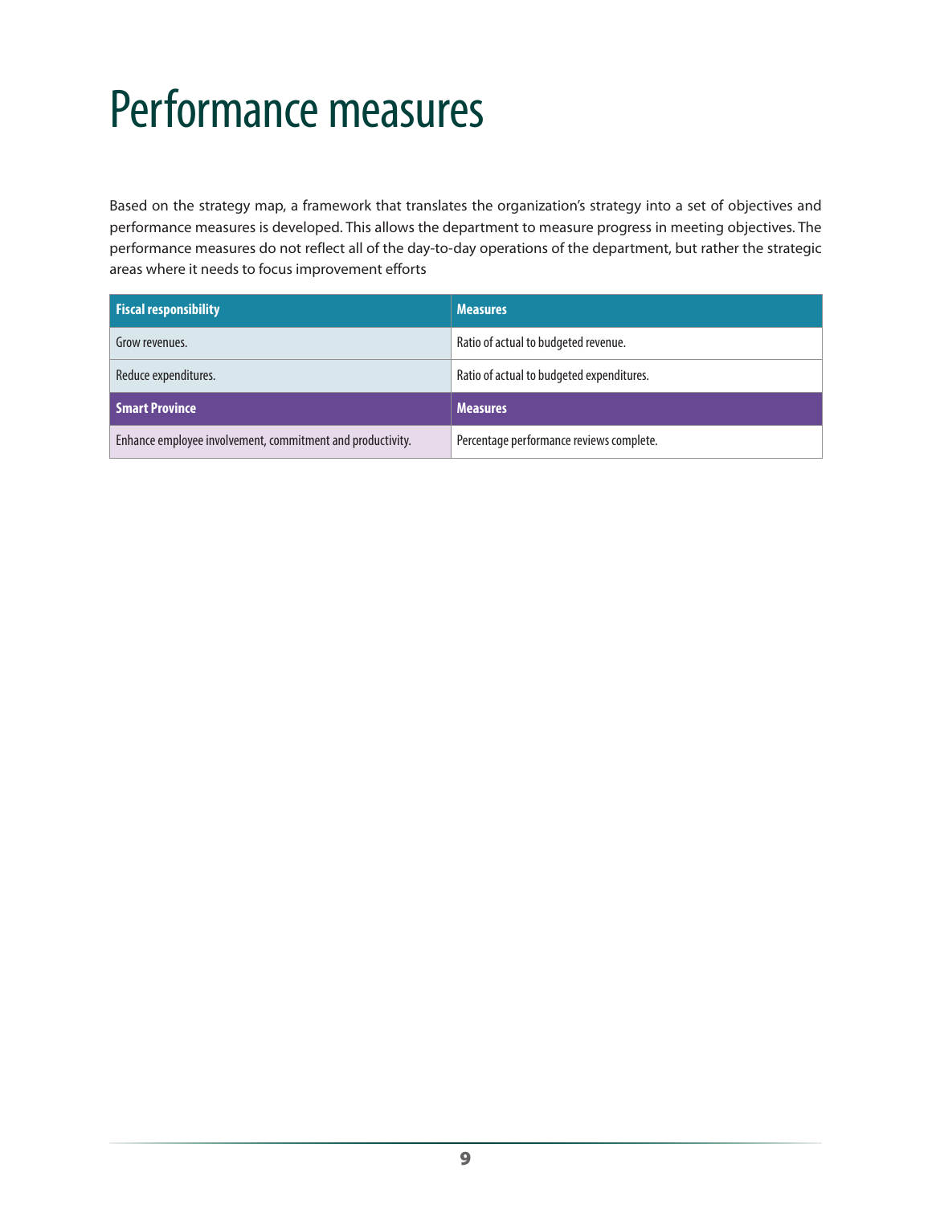# Performance measures

Based on the strategy map, a framework that translates the organization's strategy into a set of objectives and performance measures is developed. This allows the department to measure progress in meeting objectives. The performance measures do not reflect all of the day-to-day operations of the department, but rather the strategic areas where it needs to focus improvement efforts

| **Fiscal responsibility** | **Measures** |
|---|---|
| Grow revenues. | Ratio of actual to budgeted revenue. |
| Reduce expenditures. | Ratio of actual to budgeted expenditures. |
| **Smart Province** | **Measures** |
| Enhance employee involvement, commitment and productivity. | Percentage performance reviews complete. |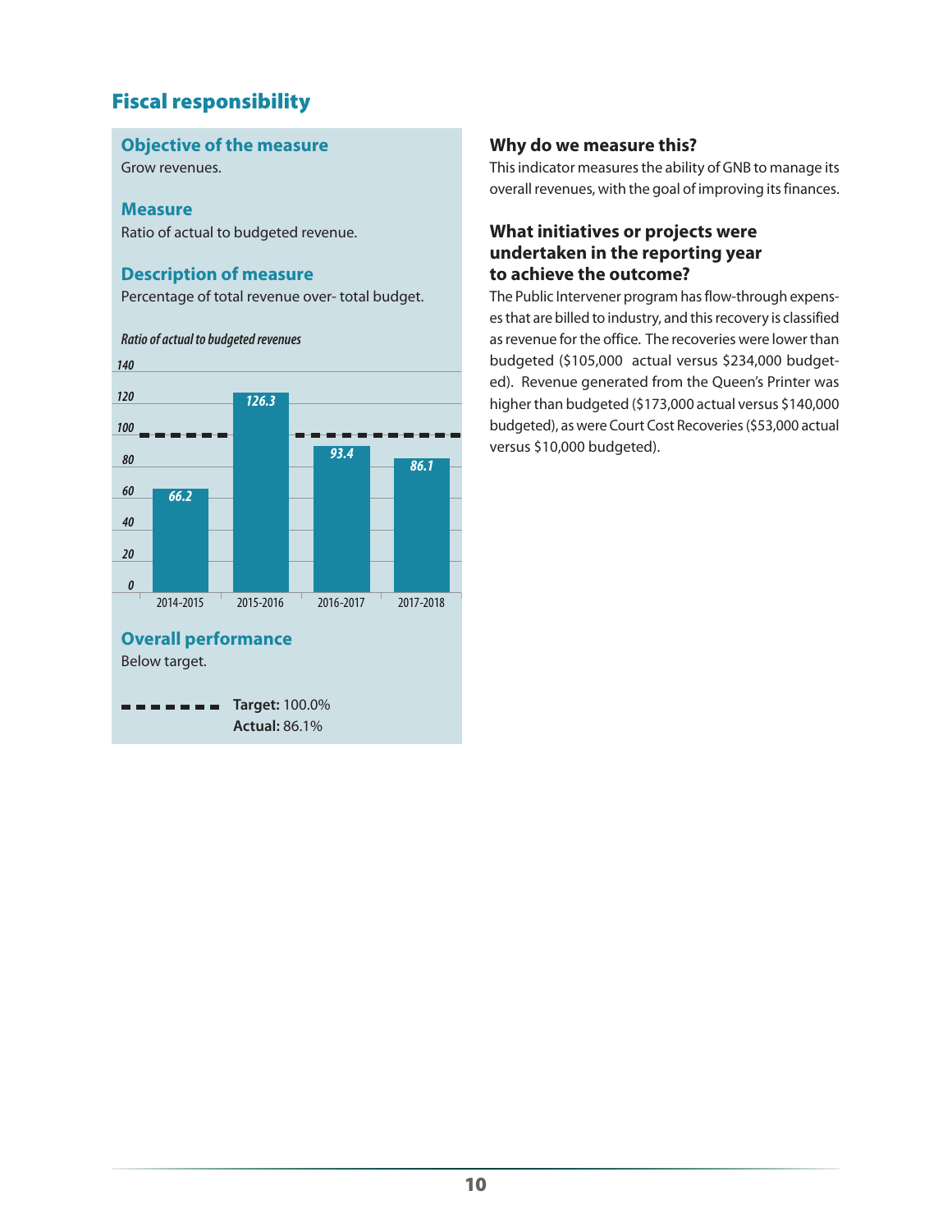## Fiscal responsibility

### Objective of the measure

Grow revenues.

### Measure

Ratio of actual to budgeted revenue.

### Description of measure

Percentage of total revenue over- total budget.

*Ratio of actual to budgeted revenues*

| Year | Ratio |
|---|---|
| 2014-2015 | 66.2 |
| 2015-2016 | 126.3 |
| 2016-2017 | 93.4 |
| 2017-2018 | 86.1 |

### Overall performance

Below target.

**Target:** 100.0%
**Actual:** 86.1%

### Why do we measure this?

This indicator measures the ability of GNB to manage its overall revenues, with the goal of improving its finances.

### What initiatives or projects were undertaken in the reporting year to achieve the outcome?

The Public Intervener program has flow-through expenses that are billed to industry, and this recovery is classified as revenue for the office. The recoveries were lower than budgeted ($105,000 actual versus $234,000 budgeted). Revenue generated from the Queen's Printer was higher than budgeted ($173,000 actual versus $140,000 budgeted), as were Court Cost Recoveries ($53,000 actual versus $10,000 budgeted).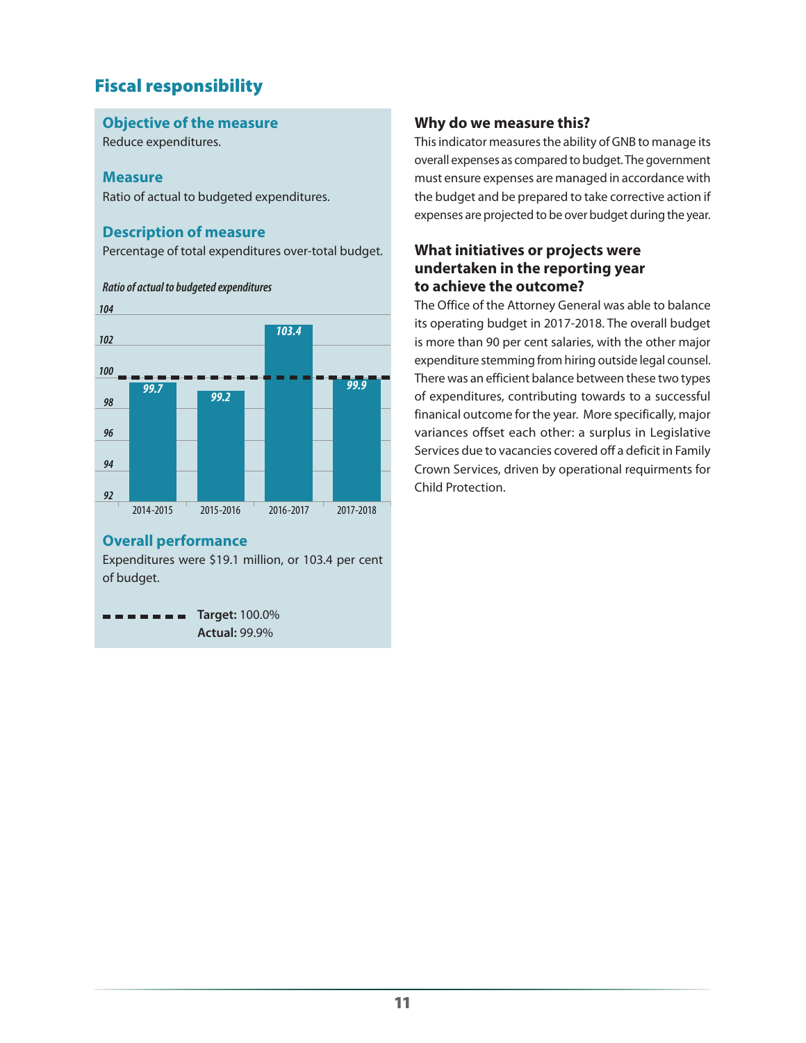## Fiscal responsibility

### Objective of the measure

Reduce expenditures.

### Measure

Ratio of actual to budgeted expenditures.

### Description of measure

Percentage of total expenditures over-total budget.

*Ratio of actual to budgeted expenditures*

| Year | Ratio |
|---|---|
| 2014-2015 | 99.7 |
| 2015-2016 | 99.2 |
| 2016-2017 | 103.4 |
| 2017-2018 | 99.9 |

### Overall performance

Expenditures were $19.1 million, or 103.4 per cent of budget.

**Target:** 100.0%
**Actual:** 99.9%

### Why do we measure this?

This indicator measures the ability of GNB to manage its overall expenses as compared to budget. The government must ensure expenses are managed in accordance with the budget and be prepared to take corrective action if expenses are projected to be over budget during the year.

### What initiatives or projects were undertaken in the reporting year to achieve the outcome?

The Office of the Attorney General was able to balance its operating budget in 2017-2018. The overall budget is more than 90 per cent salaries, with the other major expenditure stemming from hiring outside legal counsel. There was an efficient balance between these two types of expenditures, contributing towards to a successful finanical outcome for the year. More specifically, major variances offset each other: a surplus in Legislative Services due to vacancies covered off a deficit in Family Crown Services, driven by operational requirments for Child Protection.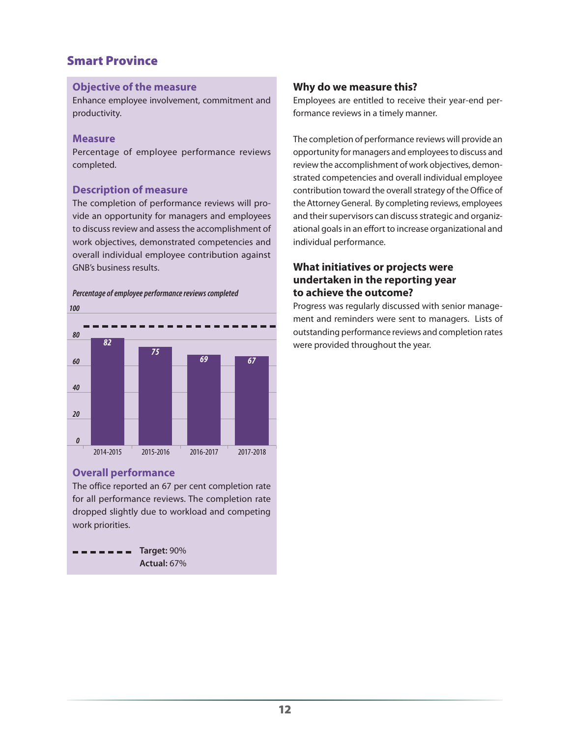## Smart Province

### Objective of the measure

Enhance employee involvement, commitment and productivity.

### Measure

Percentage of employee performance reviews completed.

### Description of measure

The completion of performance reviews will provide an opportunity for managers and employees to discuss review and assess the accomplishment of work objectives, demonstrated competencies and overall individual employee contribution against GNB's business results.

*Percentage of employee performance reviews completed*

| Year | Percentage |
|---|---|
| 2014-2015 | 82 |
| 2015-2016 | 75 |
| 2016-2017 | 69 |
| 2017-2018 | 67 |

### Overall performance

The office reported an 67 per cent completion rate for all performance reviews. The completion rate dropped slightly due to workload and competing work priorities.

**Target:** 90%
**Actual:** 67%

### Why do we measure this?

Employees are entitled to receive their year-end performance reviews in a timely manner.

The completion of performance reviews will provide an opportunity for managers and employees to discuss and review the accomplishment of work objectives, demonstrated competencies and overall individual employee contribution toward the overall strategy of the Office of the Attorney General. By completing reviews, employees and their supervisors can discuss strategic and organizational goals in an effort to increase organizational and individual performance.

### What initiatives or projects were undertaken in the reporting year to achieve the outcome?

Progress was regularly discussed with senior management and reminders were sent to managers. Lists of outstanding performance reviews and completion rates were provided throughout the year.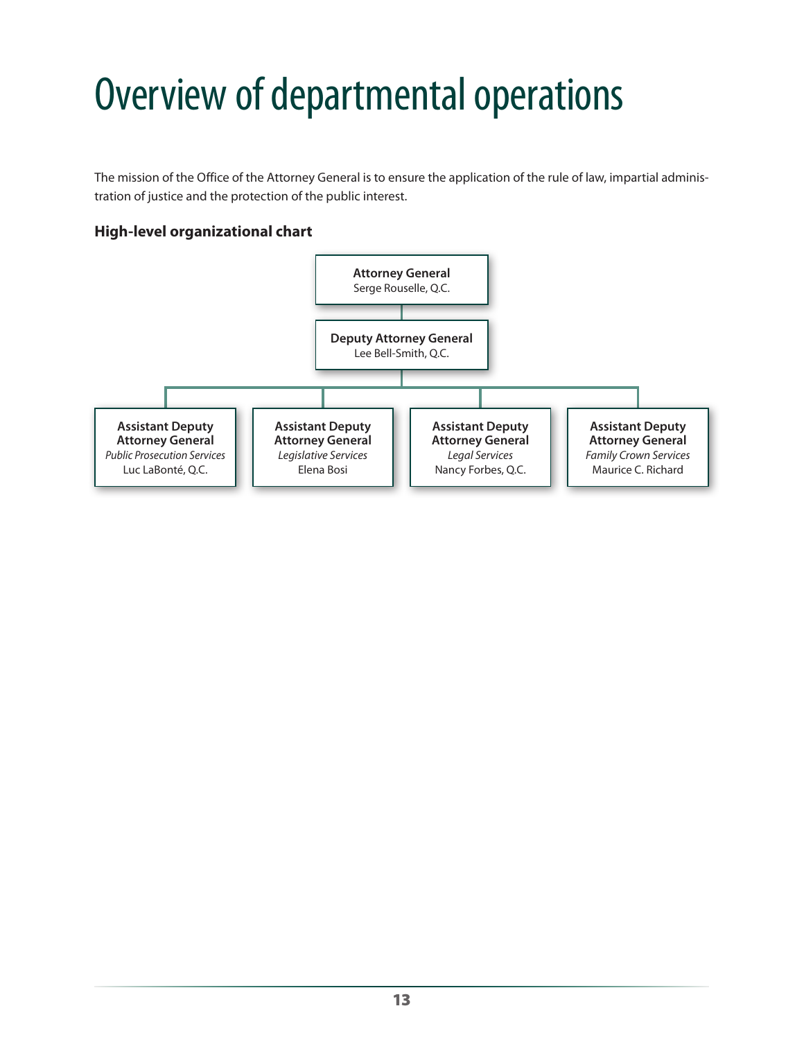# Overview of departmental operations

The mission of the Office of the Attorney General is to ensure the application of the rule of law, impartial administration of justice and the protection of the public interest.

### High-level organizational chart

**Attorney General**
Serge Rouselle, Q.C.

**Deputy Attorney General**
Lee Bell-Smith, Q.C.

**Assistant Deputy Attorney General**
*Public Prosecution Services*
Luc LaBonté, Q.C.

**Assistant Deputy Attorney General**
*Legislative Services*
Elena Bosi

**Assistant Deputy Attorney General**
*Legal Services*
Nancy Forbes, Q.C.

**Assistant Deputy Attorney General**
*Family Crown Services*
Maurice C. Richard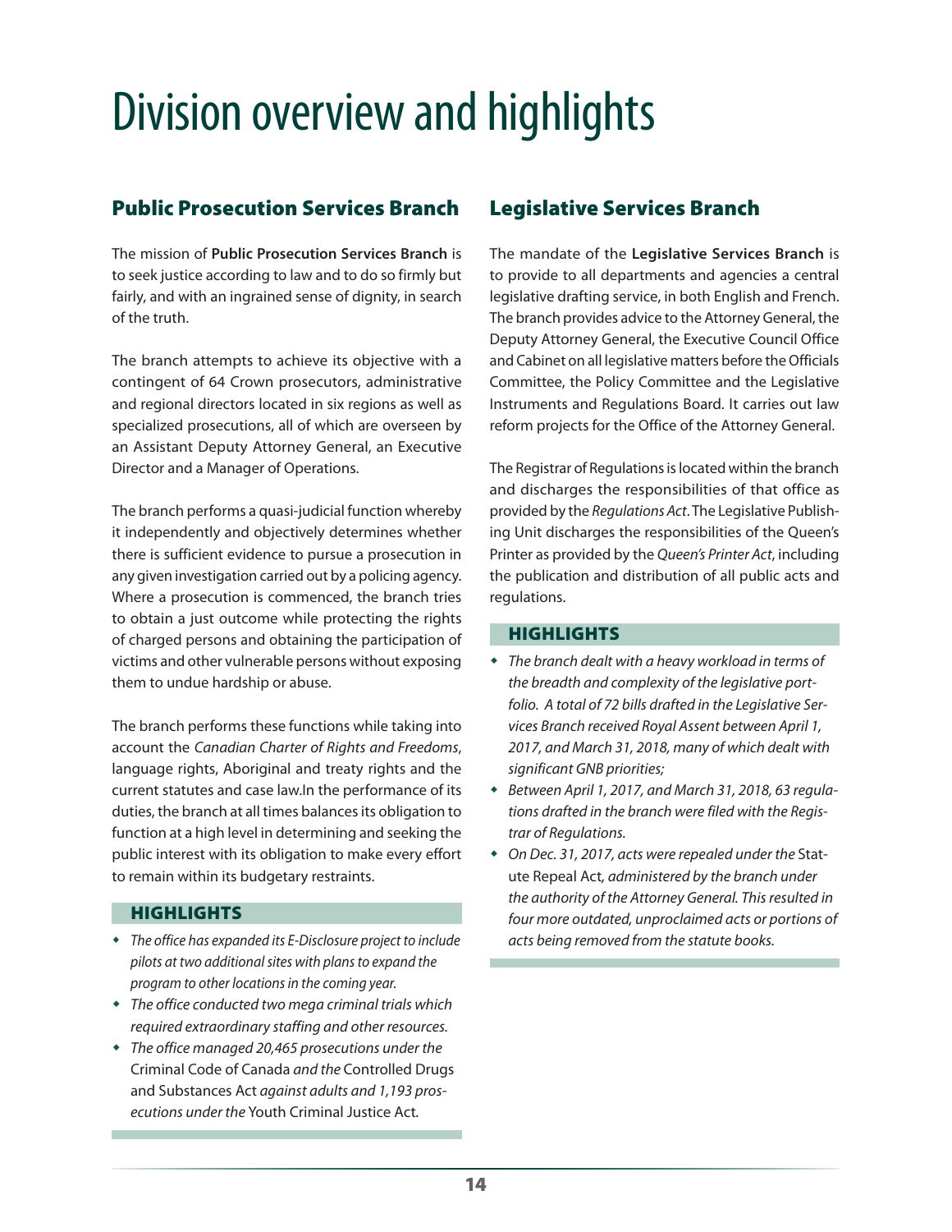# Division overview and highlights

## Public Prosecution Services Branch

The mission of **Public Prosecution Services Branch** is to seek justice according to law and to do so firmly but fairly, and with an ingrained sense of dignity, in search of the truth.

The branch attempts to achieve its objective with a contingent of 64 Crown prosecutors, administrative and regional directors located in six regions as well as specialized prosecutions, all of which are overseen by an Assistant Deputy Attorney General, an Executive Director and a Manager of Operations.

The branch performs a quasi-judicial function whereby it independently and objectively determines whether there is sufficient evidence to pursue a prosecution in any given investigation carried out by a policing agency. Where a prosecution is commenced, the branch tries to obtain a just outcome while protecting the rights of charged persons and obtaining the participation of victims and other vulnerable persons without exposing them to undue hardship or abuse.

The branch performs these functions while taking into account the *Canadian Charter of Rights and Freedoms*, language rights, Aboriginal and treaty rights and the current statutes and case law.In the performance of its duties, the branch at all times balances its obligation to function at a high level in determining and seeking the public interest with its obligation to make every effort to remain within its budgetary restraints.

### HIGHLIGHTS

- *The office has expanded its E-Disclosure project to include pilots at two additional sites with plans to expand the program to other locations in the coming year.*
- *The office conducted two mega criminal trials which required extraordinary staffing and other resources.*
- *The office managed 20,465 prosecutions under the* Criminal Code of Canada *and the* Controlled Drugs and Substances Act *against adults and 1,193 prosecutions under the* Youth Criminal Justice Act.

## Legislative Services Branch

The mandate of the **Legislative Services Branch** is to provide to all departments and agencies a central legislative drafting service, in both English and French. The branch provides advice to the Attorney General, the Deputy Attorney General, the Executive Council Office and Cabinet on all legislative matters before the Officials Committee, the Policy Committee and the Legislative Instruments and Regulations Board. It carries out law reform projects for the Office of the Attorney General.

The Registrar of Regulations is located within the branch and discharges the responsibilities of that office as provided by the *Regulations Act*. The Legislative Publishing Unit discharges the responsibilities of the Queen's Printer as provided by the *Queen's Printer Act*, including the publication and distribution of all public acts and regulations.

### HIGHLIGHTS

- *The branch dealt with a heavy workload in terms of the breadth and complexity of the legislative portfolio. A total of 72 bills drafted in the Legislative Services Branch received Royal Assent between April 1, 2017, and March 31, 2018, many of which dealt with significant GNB priorities;*
- *Between April 1, 2017, and March 31, 2018, 63 regulations drafted in the branch were filed with the Registrar of Regulations.*
- *On Dec. 31, 2017, acts were repealed under the* Statute Repeal Act*, administered by the branch under the authority of the Attorney General. This resulted in four more outdated, unproclaimed acts or portions of acts being removed from the statute books.*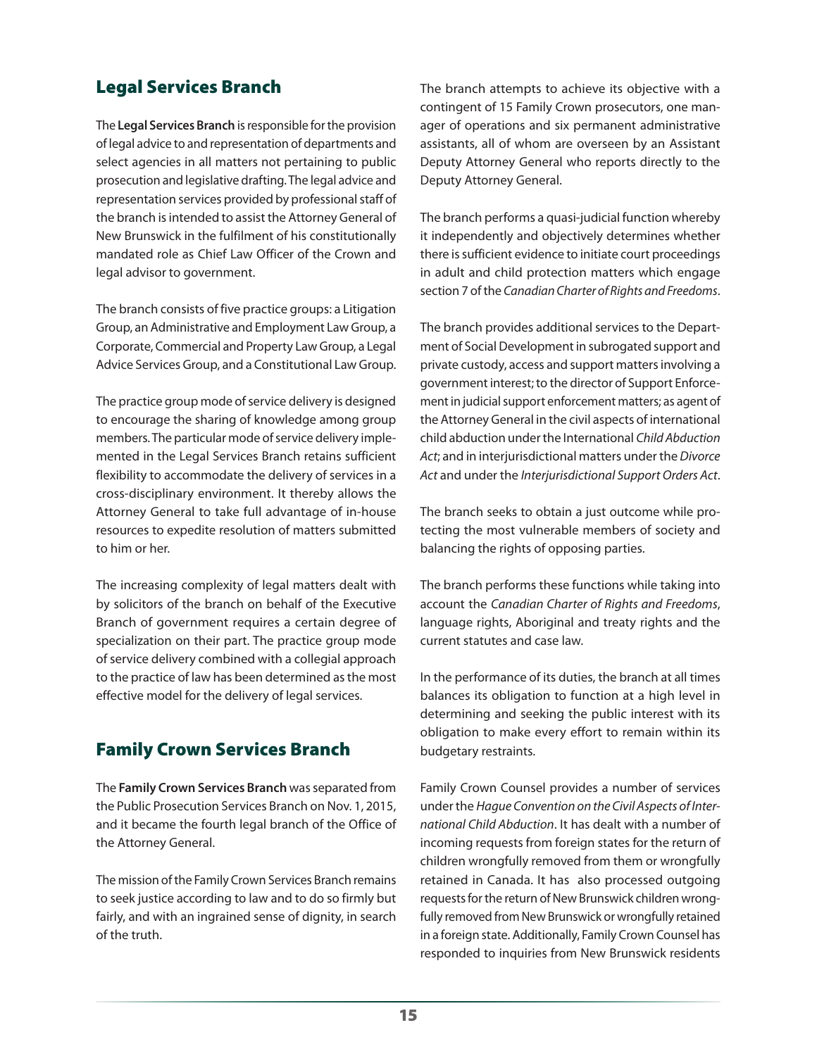## Legal Services Branch

The **Legal Services Branch** is responsible for the provision of legal advice to and representation of departments and select agencies in all matters not pertaining to public prosecution and legislative drafting. The legal advice and representation services provided by professional staff of the branch is intended to assist the Attorney General of New Brunswick in the fulfilment of his constitutionally mandated role as Chief Law Officer of the Crown and legal advisor to government.

The branch consists of five practice groups: a Litigation Group, an Administrative and Employment Law Group, a Corporate, Commercial and Property Law Group, a Legal Advice Services Group, and a Constitutional Law Group.

The practice group mode of service delivery is designed to encourage the sharing of knowledge among group members. The particular mode of service delivery implemented in the Legal Services Branch retains sufficient flexibility to accommodate the delivery of services in a cross-disciplinary environment. It thereby allows the Attorney General to take full advantage of in-house resources to expedite resolution of matters submitted to him or her.

The increasing complexity of legal matters dealt with by solicitors of the branch on behalf of the Executive Branch of government requires a certain degree of specialization on their part. The practice group mode of service delivery combined with a collegial approach to the practice of law has been determined as the most effective model for the delivery of legal services.

## Family Crown Services Branch

The **Family Crown Services Branch** was separated from the Public Prosecution Services Branch on Nov. 1, 2015, and it became the fourth legal branch of the Office of the Attorney General.

The mission of the Family Crown Services Branch remains to seek justice according to law and to do so firmly but fairly, and with an ingrained sense of dignity, in search of the truth.

The branch attempts to achieve its objective with a contingent of 15 Family Crown prosecutors, one manager of operations and six permanent administrative assistants, all of whom are overseen by an Assistant Deputy Attorney General who reports directly to the Deputy Attorney General.

The branch performs a quasi-judicial function whereby it independently and objectively determines whether there is sufficient evidence to initiate court proceedings in adult and child protection matters which engage section 7 of the *Canadian Charter of Rights and Freedoms*.

The branch provides additional services to the Department of Social Development in subrogated support and private custody, access and support matters involving a government interest; to the director of Support Enforcement in judicial support enforcement matters; as agent of the Attorney General in the civil aspects of international child abduction under the International *Child Abduction Act*; and in interjurisdictional matters under the *Divorce Act* and under the *Interjurisdictional Support Orders Act*.

The branch seeks to obtain a just outcome while protecting the most vulnerable members of society and balancing the rights of opposing parties.

The branch performs these functions while taking into account the *Canadian Charter of Rights and Freedoms*, language rights, Aboriginal and treaty rights and the current statutes and case law.

In the performance of its duties, the branch at all times balances its obligation to function at a high level in determining and seeking the public interest with its obligation to make every effort to remain within its budgetary restraints.

Family Crown Counsel provides a number of services under the *Hague Convention on the Civil Aspects of International Child Abduction*. It has dealt with a number of incoming requests from foreign states for the return of children wrongfully removed from them or wrongfully retained in Canada. It has also processed outgoing requests for the return of New Brunswick children wrongfully removed from New Brunswick or wrongfully retained in a foreign state. Additionally, Family Crown Counsel has responded to inquiries from New Brunswick residents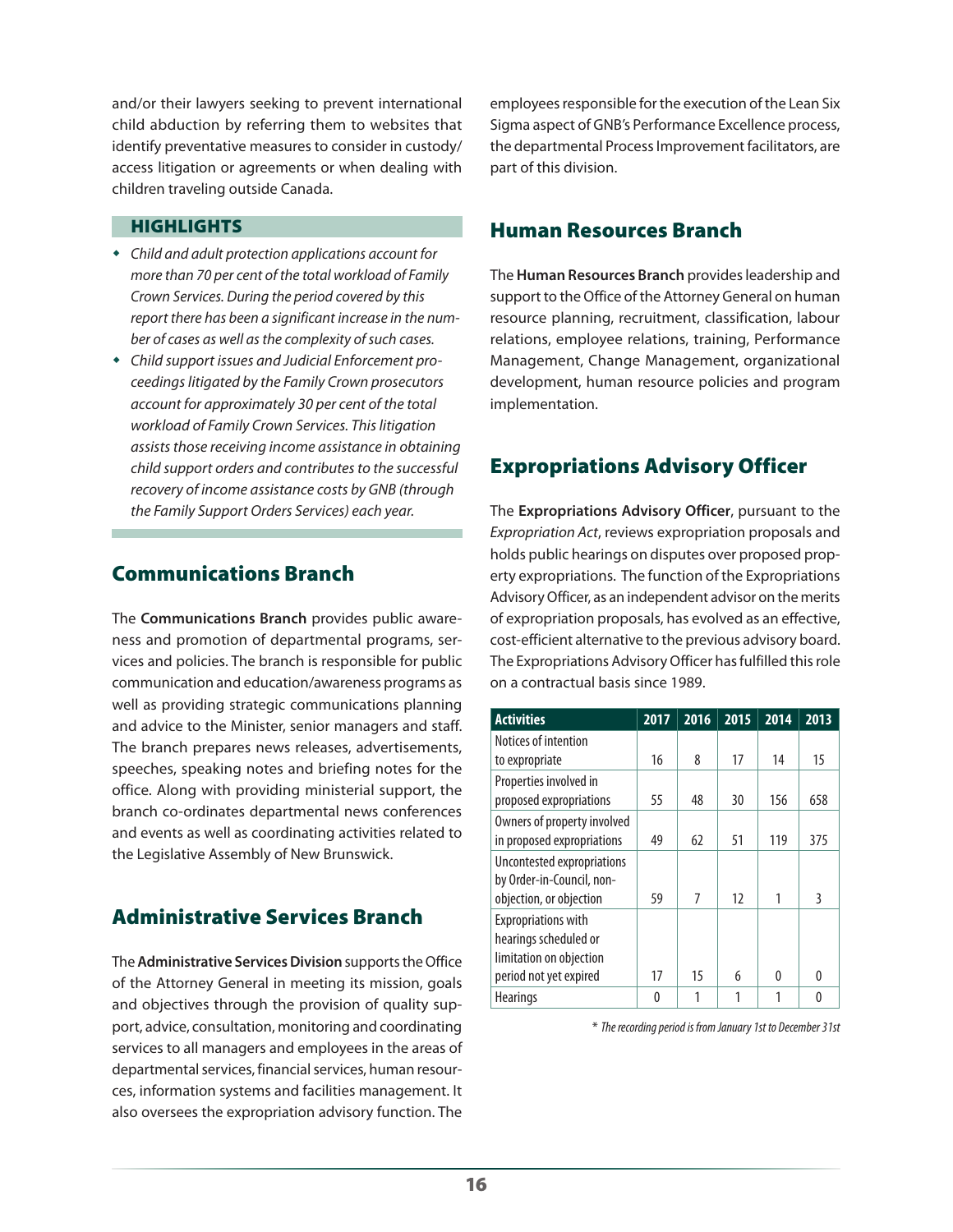and/or their lawyers seeking to prevent international child abduction by referring them to websites that identify preventative measures to consider in custody/access litigation or agreements or when dealing with children traveling outside Canada.

#### HIGHLIGHTS

- *Child and adult protection applications account for more than 70 per cent of the total workload of Family Crown Services. During the period covered by this report there has been a significant increase in the number of cases as well as the complexity of such cases.*
- *Child support issues and Judicial Enforcement proceedings litigated by the Family Crown prosecutors account for approximately 30 per cent of the total workload of Family Crown Services. This litigation assists those receiving income assistance in obtaining child support orders and contributes to the successful recovery of income assistance costs by GNB (through the Family Support Orders Services) each year.*

## Communications Branch

The **Communications Branch** provides public awareness and promotion of departmental programs, services and policies. The branch is responsible for public communication and education/awareness programs as well as providing strategic communications planning and advice to the Minister, senior managers and staff. The branch prepares news releases, advertisements, speeches, speaking notes and briefing notes for the office. Along with providing ministerial support, the branch co-ordinates departmental news conferences and events as well as coordinating activities related to the Legislative Assembly of New Brunswick.

## Administrative Services Branch

The **Administrative Services Division** supports the Office of the Attorney General in meeting its mission, goals and objectives through the provision of quality support, advice, consultation, monitoring and coordinating services to all managers and employees in the areas of departmental services, financial services, human resources, information systems and facilities management. It also oversees the expropriation advisory function. The employees responsible for the execution of the Lean Six Sigma aspect of GNB's Performance Excellence process, the departmental Process Improvement facilitators, are part of this division.

## Human Resources Branch

The **Human Resources Branch** provides leadership and support to the Office of the Attorney General on human resource planning, recruitment, classification, labour relations, employee relations, training, Performance Management, Change Management, organizational development, human resource policies and program implementation.

## Expropriations Advisory Officer

The **Expropriations Advisory Officer**, pursuant to the *Expropriation Act*, reviews expropriation proposals and holds public hearings on disputes over proposed property expropriations. The function of the Expropriations Advisory Officer, as an independent advisor on the merits of expropriation proposals, has evolved as an effective, cost-efficient alternative to the previous advisory board. The Expropriations Advisory Officer has fulfilled this role on a contractual basis since 1989.

| Activities | 2017 | 2016 | 2015 | 2014 | 2013 |
|---|---|---|---|---|---|
| Notices of intention to expropriate | 16 | 8 | 17 | 14 | 15 |
| Properties involved in proposed expropriations | 55 | 48 | 30 | 156 | 658 |
| Owners of property involved in proposed expropriations | 49 | 62 | 51 | 119 | 375 |
| Uncontested expropriations by Order-in-Council, non-objection, or objection | 59 | 7 | 12 | 1 | 3 |
| Expropriations with hearings scheduled or limitation on objection period not yet expired | 17 | 15 | 6 | 0 | 0 |
| Hearings | 0 | 1 | 1 | 1 | 0 |

\* *The recording period is from January 1st to December 31st*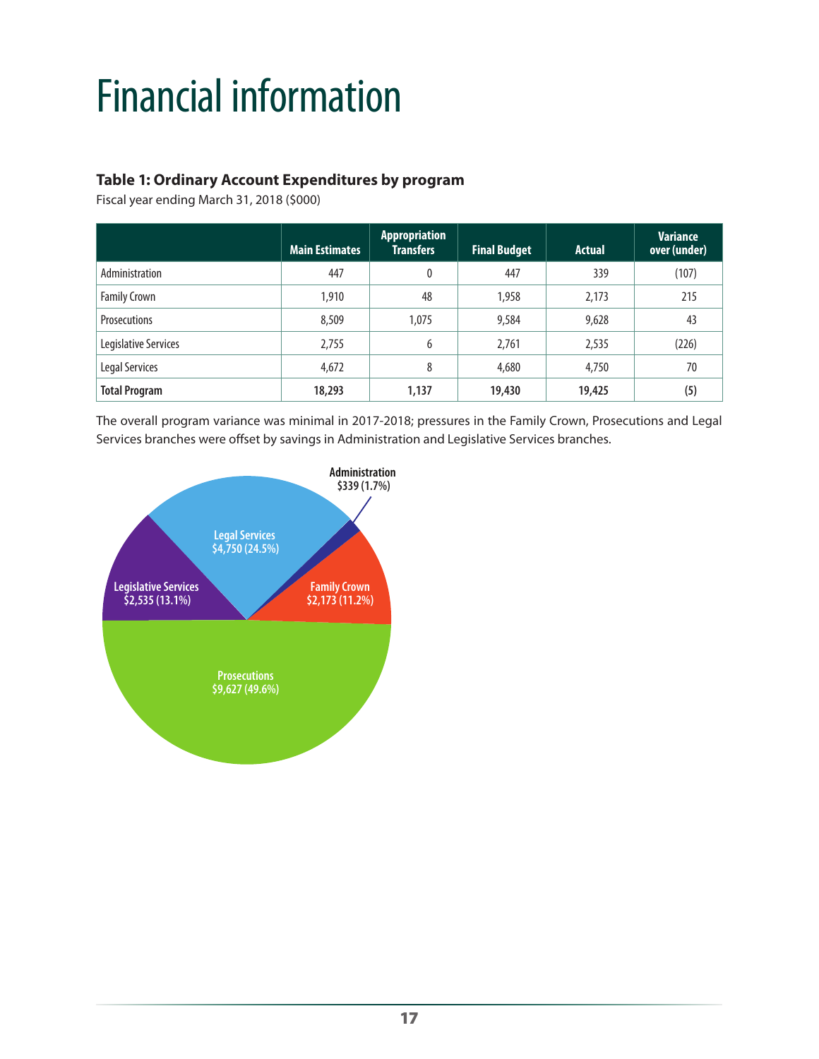# Financial information

### Table 1: Ordinary Account Expenditures by program

Fiscal year ending March 31, 2018 ($000)

| | Main Estimates | Appropriation Transfers | Final Budget | Actual | Variance over (under) |
|---|---|---|---|---|---|
| Administration | 447 | 0 | 447 | 339 | (107) |
| Family Crown | 1,910 | 48 | 1,958 | 2,173 | 215 |
| Prosecutions | 8,509 | 1,075 | 9,584 | 9,628 | 43 |
| Legislative Services | 2,755 | 6 | 2,761 | 2,535 | (226) |
| Legal Services | 4,672 | 8 | 4,680 | 4,750 | 70 |
| **Total Program** | **18,293** | **1,137** | **19,430** | **19,425** | **(5)** |

The overall program variance was minimal in 2017-2018; pressures in the Family Crown, Prosecutions and Legal Services branches were offset by savings in Administration and Legislative Services branches.

Administration $339 (1.7%)

Legal Services $4,750 (24.5%)

Legislative Services $2,535 (13.1%)

Family Crown $2,173 (11.2%)

Prosecutions $9,627 (49.6%)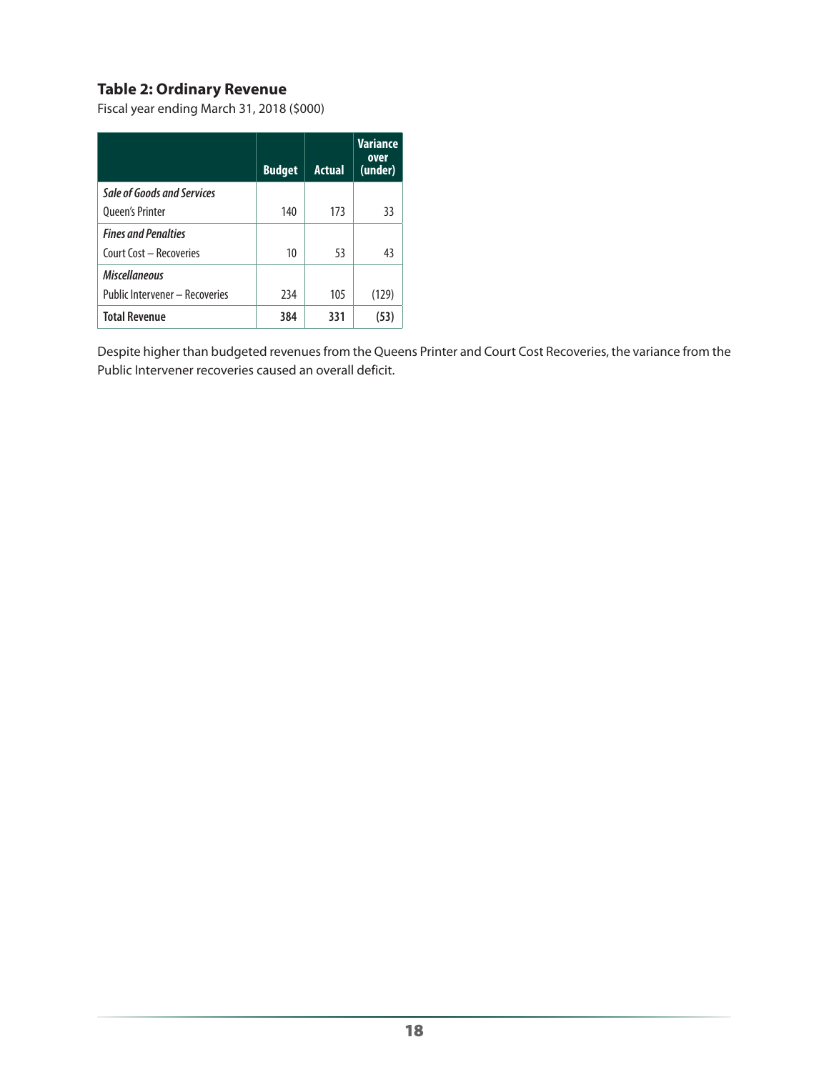### Table 2: Ordinary Revenue

Fiscal year ending March 31, 2018 ($000)

| | Budget | Actual | Variance over (under) |
|---|---|---|---|
| ***Sale of Goods and Services*** | | | |
| Queen's Printer | 140 | 173 | 33 |
| ***Fines and Penalties*** | | | |
| Court Cost – Recoveries | 10 | 53 | 43 |
| ***Miscellaneous*** | | | |
| Public Intervener – Recoveries | 234 | 105 | (129) |
| **Total Revenue** | **384** | **331** | **(53)** |

Despite higher than budgeted revenues from the Queens Printer and Court Cost Recoveries, the variance from the Public Intervener recoveries caused an overall deficit.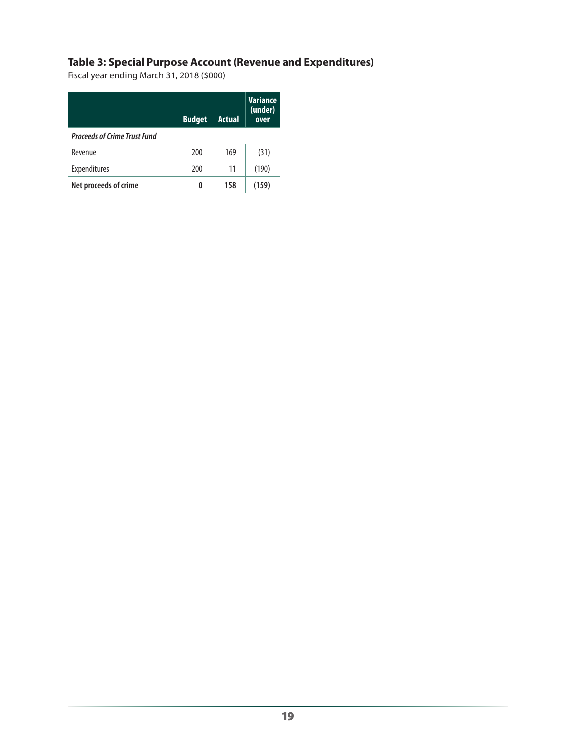### Table 3: Special Purpose Account (Revenue and Expenditures)

Fiscal year ending March 31, 2018 ($000)

| | Budget | Actual | Variance (under) over |
|---|---|---|---|
| *Proceeds of Crime Trust Fund* | | | |
| Revenue | 200 | 169 | (31) |
| Expenditures | 200 | 11 | (190) |
| **Net proceeds of crime** | **0** | **158** | **(159)** |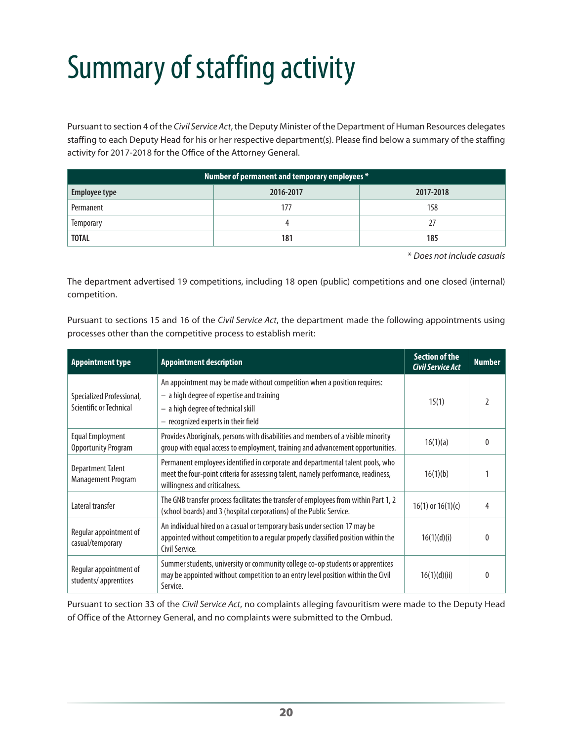# Summary of staffing activity

Pursuant to section 4 of the *Civil Service Act*, the Deputy Minister of the Department of Human Resources delegates staffing to each Deputy Head for his or her respective department(s). Please find below a summary of the staffing activity for 2017-2018 for the Office of the Attorney General.

| Number of permanent and temporary employees * | | |
|---|---|---|
| **Employee type** | **2016-2017** | **2017-2018** |
| Permanent | 177 | 158 |
| Temporary | 4 | 27 |
| **TOTAL** | **181** | **185** |

*\* Does not include casuals*

The department advertised 19 competitions, including 18 open (public) competitions and one closed (internal) competition.

Pursuant to sections 15 and 16 of the *Civil Service Act*, the department made the following appointments using processes other than the competitive process to establish merit:

| Appointment type | Appointment description | Section of the *Civil Service Act* | Number |
|---|---|---|---|
| Specialized Professional, Scientific or Technical | An appointment may be made without competition when a position requires: – a high degree of expertise and training – a high degree of technical skill – recognized experts in their field | 15(1) | 2 |
| Equal Employment Opportunity Program | Provides Aboriginals, persons with disabilities and members of a visible minority group with equal access to employment, training and advancement opportunities. | 16(1)(a) | 0 |
| Department Talent Management Program | Permanent employees identified in corporate and departmental talent pools, who meet the four-point criteria for assessing talent, namely performance, readiness, willingness and criticalness. | 16(1)(b) | 1 |
| Lateral transfer | The GNB transfer process facilitates the transfer of employees from within Part 1, 2 (school boards) and 3 (hospital corporations) of the Public Service. | 16(1) or 16(1)(c) | 4 |
| Regular appointment of casual/temporary | An individual hired on a casual or temporary basis under section 17 may be appointed without competition to a regular properly classified position within the Civil Service. | 16(1)(d)(i) | 0 |
| Regular appointment of students/ apprentices | Summer students, university or community college co-op students or apprentices may be appointed without competition to an entry level position within the Civil Service. | 16(1)(d)(ii) | 0 |

Pursuant to section 33 of the *Civil Service Act*, no complaints alleging favouritism were made to the Deputy Head of Office of the Attorney General, and no complaints were submitted to the Ombud.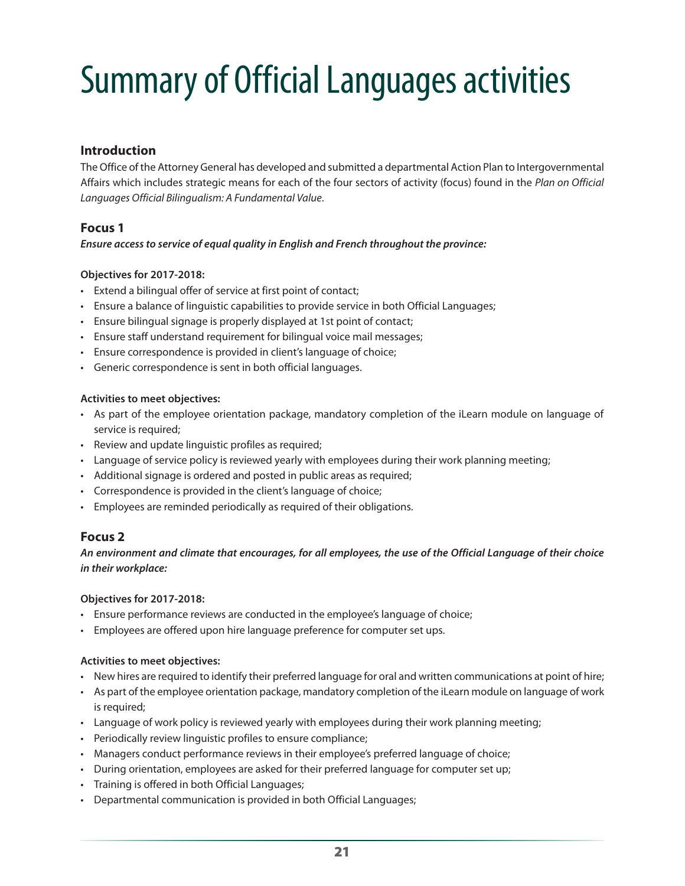# Summary of Official Languages activities

## Introduction

The Office of the Attorney General has developed and submitted a departmental Action Plan to Intergovernmental Affairs which includes strategic means for each of the four sectors of activity (focus) found in the *Plan on Official Languages Official Bilingualism: A Fundamental Value*.

## Focus 1

***Ensure access to service of equal quality in English and French throughout the province:***

**Objectives for 2017-2018:**

- Extend a bilingual offer of service at first point of contact;
- Ensure a balance of linguistic capabilities to provide service in both Official Languages;
- Ensure bilingual signage is properly displayed at 1st point of contact;
- Ensure staff understand requirement for bilingual voice mail messages;
- Ensure correspondence is provided in client's language of choice;
- Generic correspondence is sent in both official languages.

**Activities to meet objectives:**

- As part of the employee orientation package, mandatory completion of the iLearn module on language of service is required;
- Review and update linguistic profiles as required;
- Language of service policy is reviewed yearly with employees during their work planning meeting;
- Additional signage is ordered and posted in public areas as required;
- Correspondence is provided in the client's language of choice;
- Employees are reminded periodically as required of their obligations.

## Focus 2

***An environment and climate that encourages, for all employees, the use of the Official Language of their choice in their workplace:***

**Objectives for 2017-2018:**

- Ensure performance reviews are conducted in the employee's language of choice;
- Employees are offered upon hire language preference for computer set ups.

**Activities to meet objectives:**

- New hires are required to identify their preferred language for oral and written communications at point of hire;
- As part of the employee orientation package, mandatory completion of the iLearn module on language of work is required;
- Language of work policy is reviewed yearly with employees during their work planning meeting;
- Periodically review linguistic profiles to ensure compliance;
- Managers conduct performance reviews in their employee's preferred language of choice;
- During orientation, employees are asked for their preferred language for computer set up;
- Training is offered in both Official Languages;
- Departmental communication is provided in both Official Languages;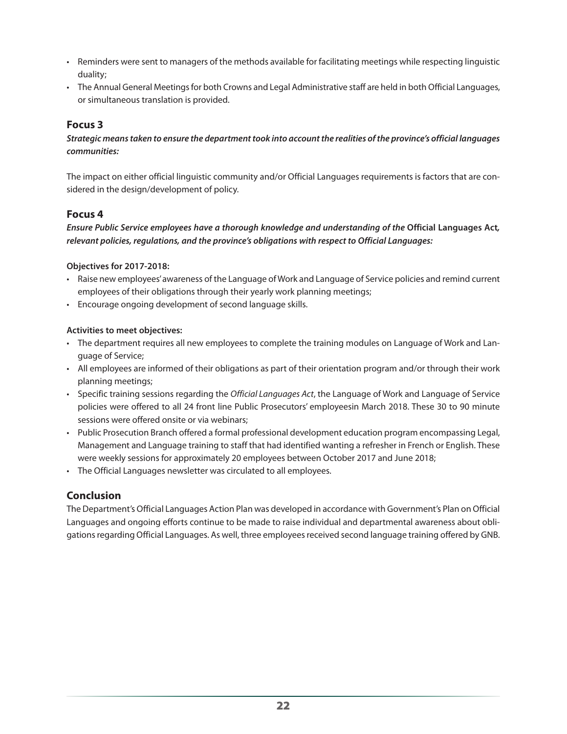- Reminders were sent to managers of the methods available for facilitating meetings while respecting linguistic duality;
- The Annual General Meetings for both Crowns and Legal Administrative staff are held in both Official Languages, or simultaneous translation is provided.

## Focus 3

***Strategic means taken to ensure the department took into account the realities of the province's official languages communities:***

The impact on either official linguistic community and/or Official Languages requirements is factors that are considered in the design/development of policy.

## Focus 4

***Ensure Public Service employees have a thorough knowledge and understanding of the* Official Languages Act*, relevant policies, regulations, and the province's obligations with respect to Official Languages:***

**Objectives for 2017-2018:**

- Raise new employees' awareness of the Language of Work and Language of Service policies and remind current employees of their obligations through their yearly work planning meetings;
- Encourage ongoing development of second language skills.

**Activities to meet objectives:**

- The department requires all new employees to complete the training modules on Language of Work and Language of Service;
- All employees are informed of their obligations as part of their orientation program and/or through their work planning meetings;
- Specific training sessions regarding the *Official Languages Act*, the Language of Work and Language of Service policies were offered to all 24 front line Public Prosecutors' employeesin March 2018. These 30 to 90 minute sessions were offered onsite or via webinars;
- Public Prosecution Branch offered a formal professional development education program encompassing Legal, Management and Language training to staff that had identified wanting a refresher in French or English. These were weekly sessions for approximately 20 employees between October 2017 and June 2018;
- The Official Languages newsletter was circulated to all employees.

## Conclusion

The Department's Official Languages Action Plan was developed in accordance with Government's Plan on Official Languages and ongoing efforts continue to be made to raise individual and departmental awareness about obligations regarding Official Languages. As well, three employees received second language training offered by GNB.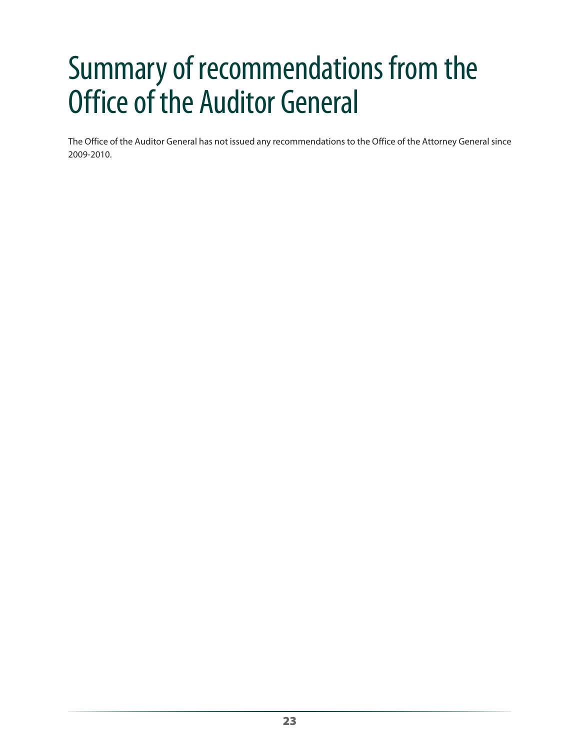# Summary of recommendations from the Office of the Auditor General

The Office of the Auditor General has not issued any recommendations to the Office of the Attorney General since 2009-2010.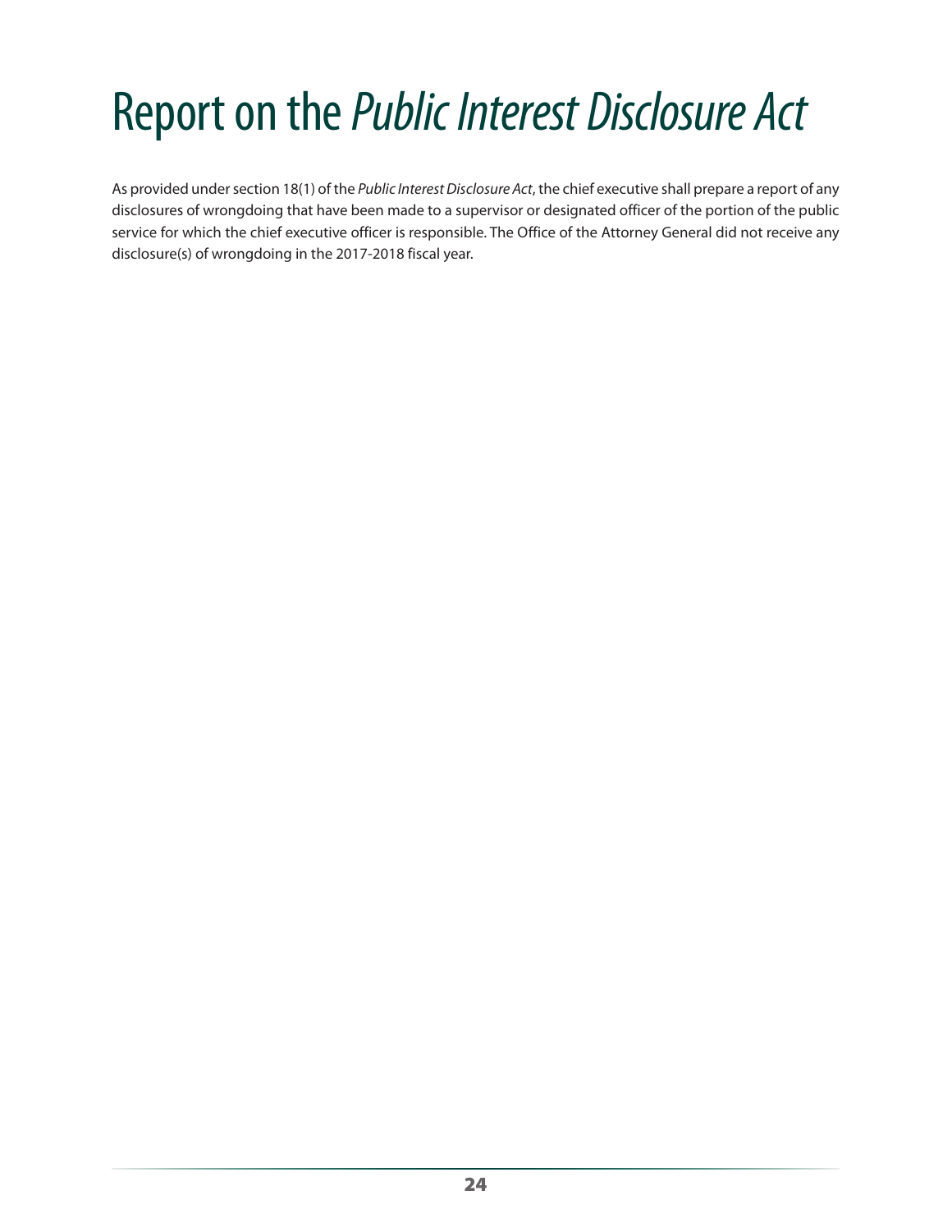# Report on the *Public Interest Disclosure Act*

As provided under section 18(1) of the *Public Interest Disclosure Act*, the chief executive shall prepare a report of any disclosures of wrongdoing that have been made to a supervisor or designated officer of the portion of the public service for which the chief executive officer is responsible. The Office of the Attorney General did not receive any disclosure(s) of wrongdoing in the 2017-2018 fiscal year.